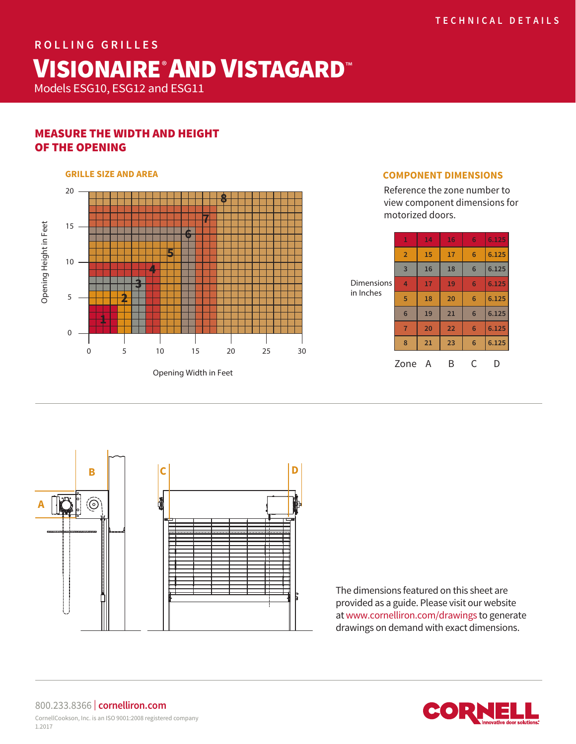TECHNICAL DETAILS

ROLLING GRILLES

# VISIONAIRE® AND VISTAGARD™

Models ESG10, ESG12 and ESG11

## MEASURE THE WIDTH AND HEIGHT OF THE OPENING

### GRILLE SIZE AND AREA

Opening Height in Feet (0–20) vs. Opening Width in Feet (0–30), zones 1–8.

### COMPONENT DIMENSIONS

Reference the zone number to view component dimensions for motorized doors.

Dimensions in Inches

| Zone | A | B | C | D |
|---|---|---|---|---|
| 1 | 14 | 16 | 6 | 6.125 |
| 2 | 15 | 17 | 6 | 6.125 |
| 3 | 16 | 18 | 6 | 6.125 |
| 4 | 17 | 19 | 6 | 6.125 |
| 5 | 18 | 20 | 6 | 6.125 |
| 6 | 19 | 21 | 6 | 6.125 |
| 7 | 20 | 22 | 6 | 6.125 |
| 8 | 21 | 23 | 6 | 6.125 |

The dimensions featured on this sheet are provided as a guide. Please visit our website at www.cornelliron.com/drawings to generate drawings on demand with exact dimensions.

800.233.8366 | cornelliron.com

CornellCookson, Inc. is an ISO 9001:2008 registered company

1.2017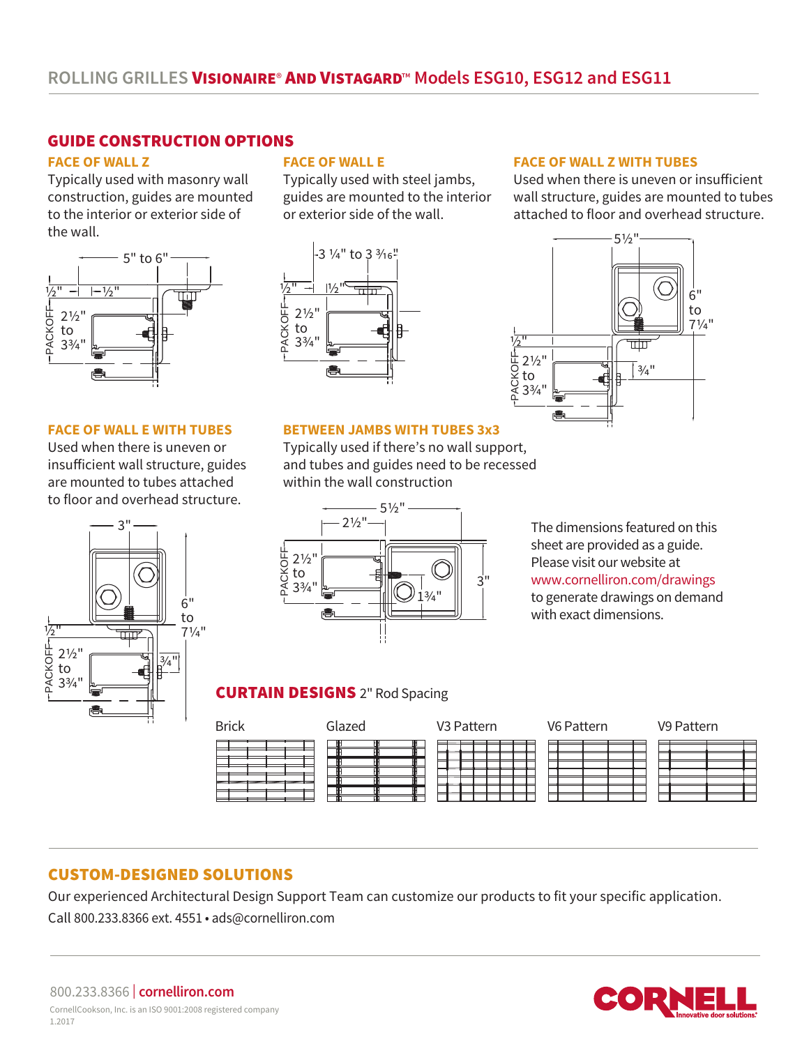## ROLLING GRILLES **VISIONAIRE® AND VISTAGARD™** Models ESG10, ESG12 and ESG11

## GUIDE CONSTRUCTION OPTIONS

### FACE OF WALL Z

Typically used with masonry wall construction, guides are mounted to the interior or exterior side of the wall.

5" to 6"
½"
½"
PACKOFF
2½" to 3¾"

### FACE OF WALL E

Typically used with steel jambs, guides are mounted to the interior or exterior side of the wall.

3 ¼" to 3 3⁄16"
½"
½"
PACKOFF
2½" to 3¾"

### FACE OF WALL Z WITH TUBES

Used when there is uneven or insufficient wall structure, guides are mounted to tubes attached to floor and overhead structure.

5½"
6" to 7¼"
½"
PACKOFF
2½" to 3¾"
¾"

### FACE OF WALL E WITH TUBES

Used when there is uneven or insufficient wall structure, guides are mounted to tubes attached to floor and overhead structure.

3"
6" to 7¼"
½"
PACKOFF
2½" to 3¾"
¾"

### BETWEEN JAMBS WITH TUBES 3x3

Typically used if there's no wall support, and tubes and guides need to be recessed within the wall construction

5½"
2½"
PACKOFF
2½" to 3¾"
3"
1¾"

The dimensions featured on this sheet are provided as a guide. Please visit our website at www.cornelliron.com/drawings to generate drawings on demand with exact dimensions.

## CURTAIN DESIGNS 2" Rod Spacing

Brick

Glazed

V3 Pattern

V6 Pattern

V9 Pattern

## CUSTOM-DESIGNED SOLUTIONS

Our experienced Architectural Design Support Team can customize our products to fit your specific application.
Call 800.233.8366 ext. 4551 • ads@cornelliron.com

800.233.8366 | cornelliron.com

CornellCookson, Inc. is an ISO 9001:2008 registered company
1.2017

CORNELL Innovative door solutions.